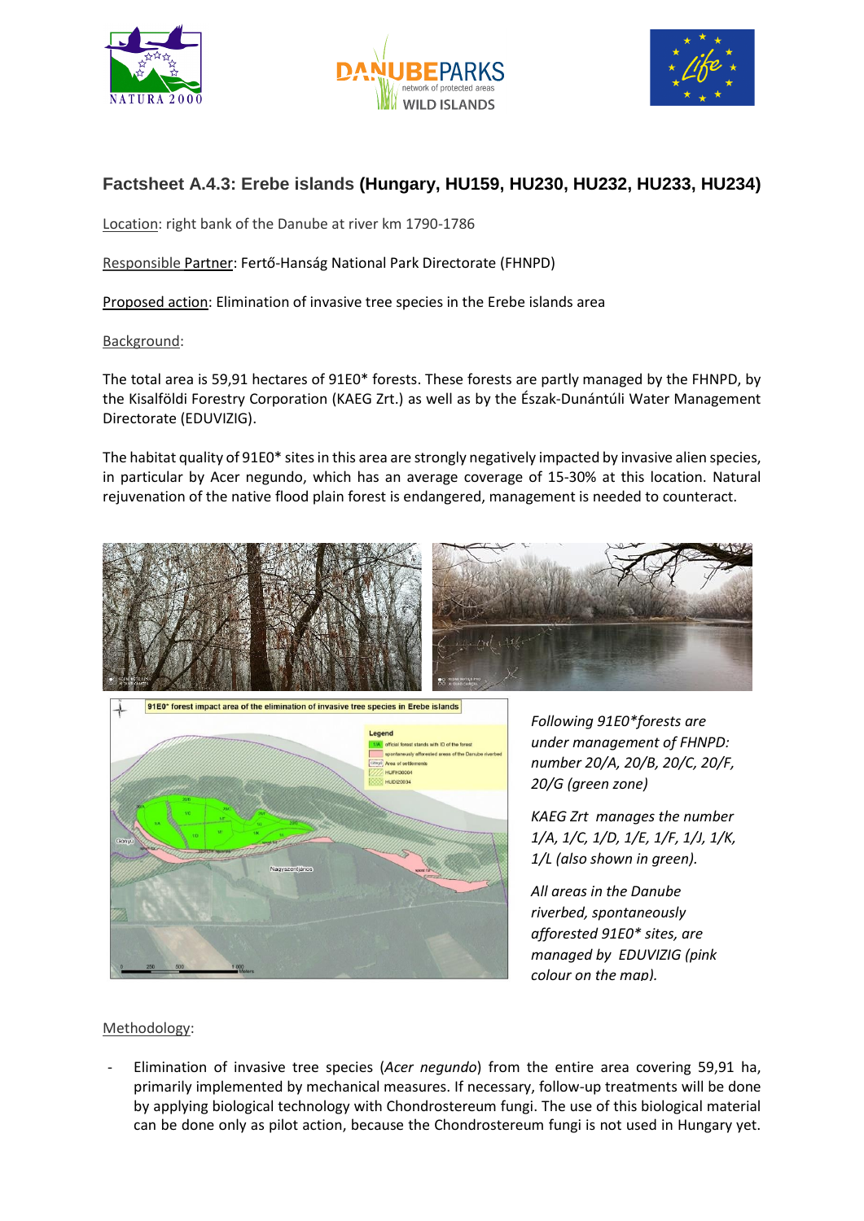## Factsheet A.4.3: Erebe islands **(Hungary, HU159, HU230, HU232, HU233, HU234)**

Location: right bank of the Danube at river km 1790-1786

Responsible Partner: Fertő-Hanság National Park Directorate (FHNPD)

Proposed action: Elimination of invasive tree species in the Erebe islands area

Background:

The total area is 59,91 hectares of 91E0* forests. These forests are partly managed by the FHNPD, by the Kisalföldi Forestry Corporation (KAEG Zrt.) as well as by the Észak-Dunántúli Water Management Directorate (EDUVIZIG).

The habitat quality of 91E0* sites in this area are strongly negatively impacted by invasive alien species, in particular by Acer negundo, which has an average coverage of 15-30% at this location. Natural rejuvenation of the native flood plain forest is endangered, management is needed to counteract.

*Following 91E0*forests are under management of FHNPD: number 20/A, 20/B, 20/C, 20/F, 20/G (green zone)*

*KAEG Zrt manages the number 1/A, 1/C, 1/D, 1/E, 1/F, 1/J, 1/K, 1/L (also shown in green).*

*All areas in the Danube riverbed, spontaneously afforested 91E0* sites, are managed by EDUVIZIG (pink colour on the map).*

Methodology:

- Elimination of invasive tree species (*Acer negundo*) from the entire area covering 59,91 ha, primarily implemented by mechanical measures. If necessary, follow-up treatments will be done by applying biological technology with Chondrostereum fungi. The use of this biological material can be done only as pilot action, because the Chondrostereum fungi is not used in Hungary yet.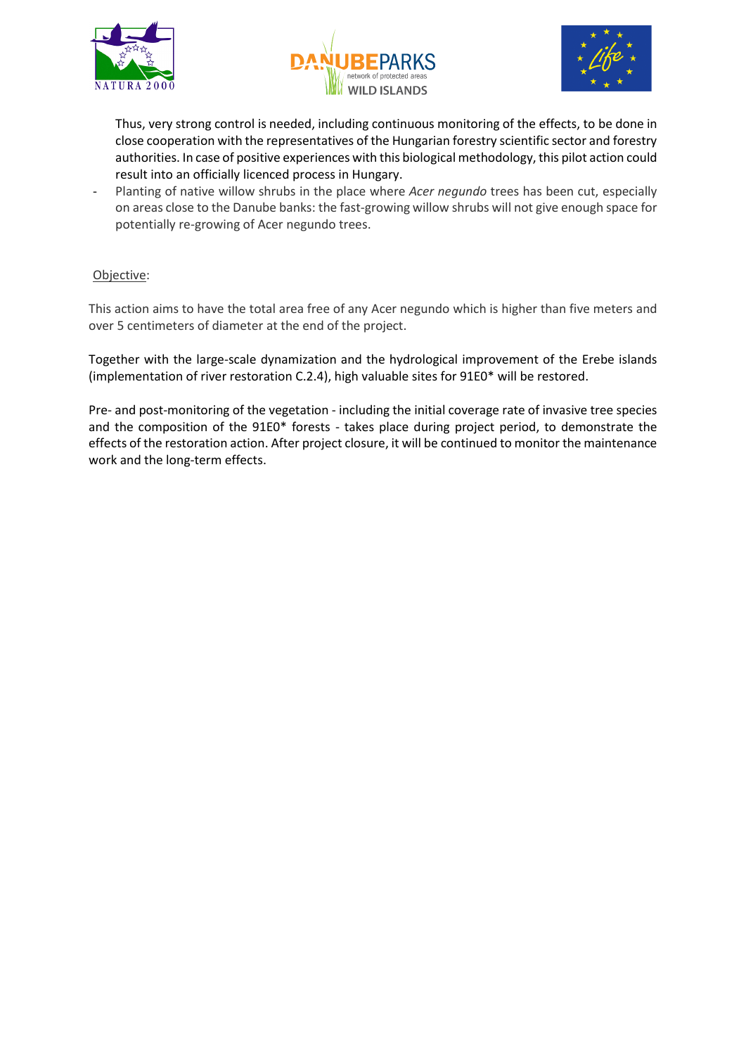Thus, very strong control is needed, including continuous monitoring of the effects, to be done in close cooperation with the representatives of the Hungarian forestry scientific sector and forestry authorities. In case of positive experiences with this biological methodology, this pilot action could result into an officially licenced process in Hungary.

- Planting of native willow shrubs in the place where *Acer negundo* trees has been cut, especially on areas close to the Danube banks: the fast-growing willow shrubs will not give enough space for potentially re-growing of Acer negundo trees.

Objective:

This action aims to have the total area free of any Acer negundo which is higher than five meters and over 5 centimeters of diameter at the end of the project.

Together with the large-scale dynamization and the hydrological improvement of the Erebe islands (implementation of river restoration C.2.4), high valuable sites for 91E0* will be restored.

Pre- and post-monitoring of the vegetation - including the initial coverage rate of invasive tree species and the composition of the 91E0* forests - takes place during project period, to demonstrate the effects of the restoration action. After project closure, it will be continued to monitor the maintenance work and the long-term effects.